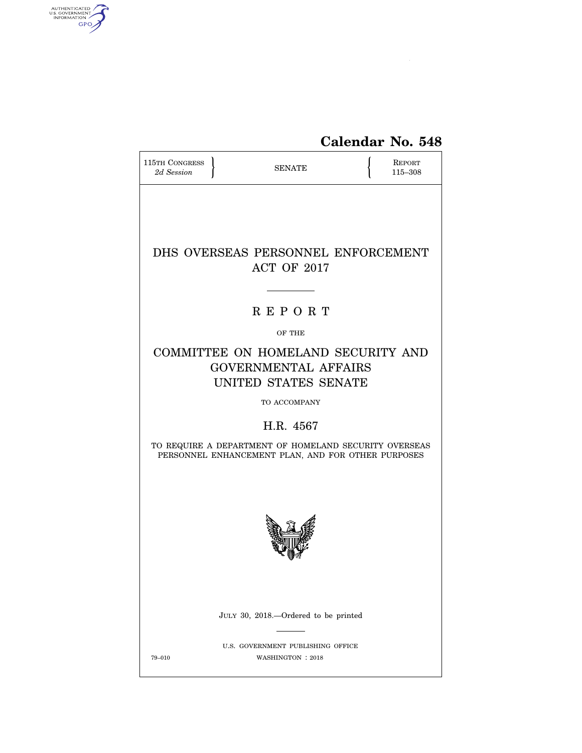# Calendar No. 548

115TH CONGRESS
*2d Session*

SENATE

REPORT
115–308

# DHS OVERSEAS PERSONNEL ENFORCEMENT ACT OF 2017

## R E P O R T

OF THE

## COMMITTEE ON HOMELAND SECURITY AND GOVERNMENTAL AFFAIRS UNITED STATES SENATE

TO ACCOMPANY

## H.R. 4567

TO REQUIRE A DEPARTMENT OF HOMELAND SECURITY OVERSEAS PERSONNEL ENHANCEMENT PLAN, AND FOR OTHER PURPOSES

JULY 30, 2018.—Ordered to be printed

U.S. GOVERNMENT PUBLISHING OFFICE

79–010 WASHINGTON : 2018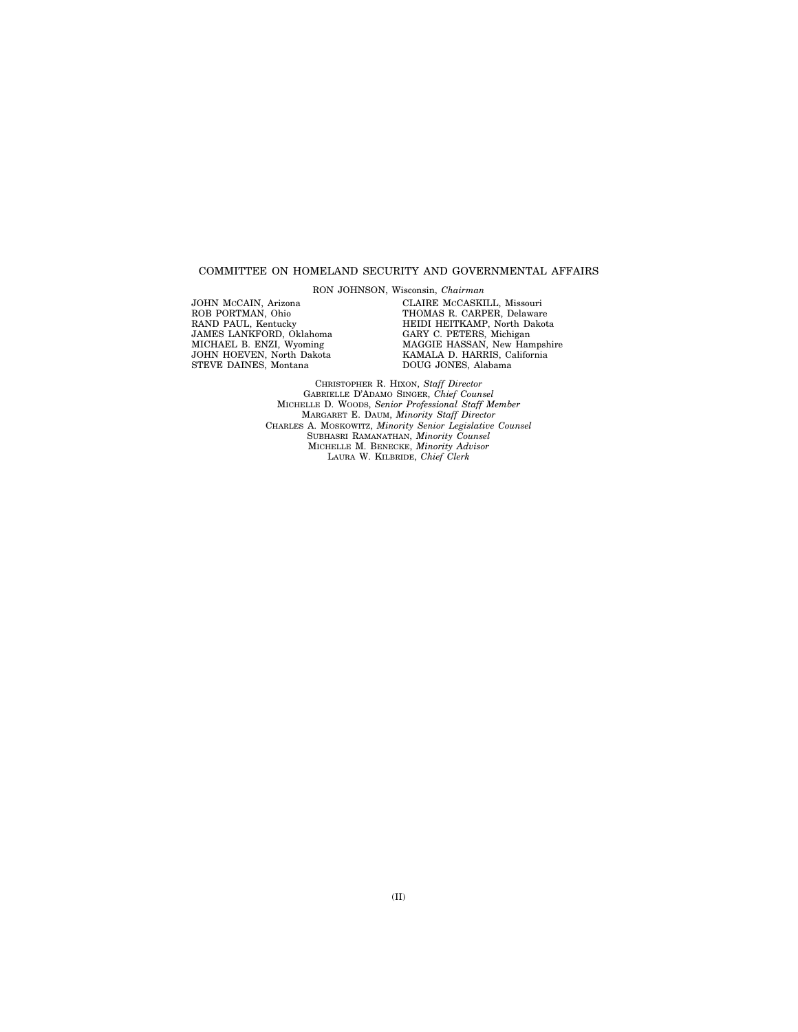# COMMITTEE ON HOMELAND SECURITY AND GOVERNMENTAL AFFAIRS

RON JOHNSON, Wisconsin, *Chairman*

JOHN MCCAIN, Arizona
ROB PORTMAN, Ohio
RAND PAUL, Kentucky
JAMES LANKFORD, Oklahoma
MICHAEL B. ENZI, Wyoming
JOHN HOEVEN, North Dakota
STEVE DAINES, Montana

CLAIRE MCCASKILL, Missouri
THOMAS R. CARPER, Delaware
HEIDI HEITKAMP, North Dakota
GARY C. PETERS, Michigan
MAGGIE HASSAN, New Hampshire
KAMALA D. HARRIS, California
DOUG JONES, Alabama

CHRISTOPHER R. HIXON, *Staff Director*
GABRIELLE D'ADAMO SINGER, *Chief Counsel*
MICHELLE D. WOODS, *Senior Professional Staff Member*
MARGARET E. DAUM, *Minority Staff Director*
CHARLES A. MOSKOWITZ, *Minority Senior Legislative Counsel*
SUBHASRI RAMANATHAN, *Minority Counsel*
MICHELLE M. BENECKE, *Minority Advisor*
LAURA W. KILBRIDE, *Chief Clerk*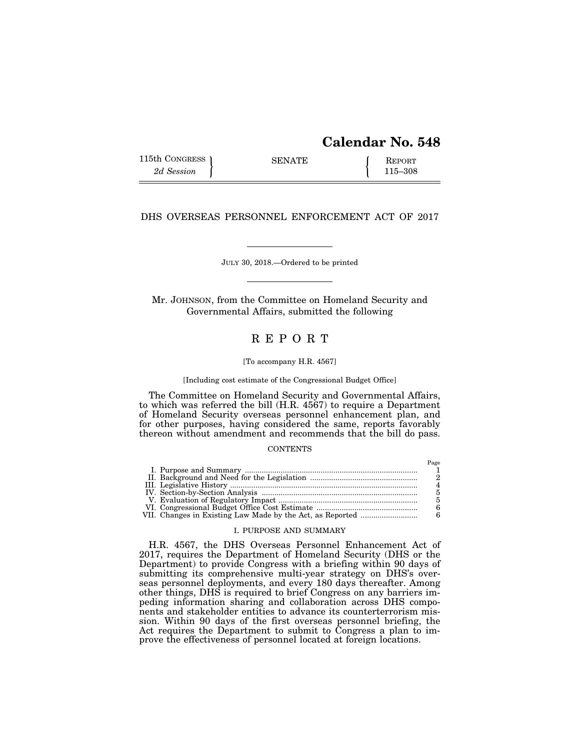# Calendar No. 548

115th CONGRESS
*2d Session*

SENATE

REPORT
115–308

## DHS OVERSEAS PERSONNEL ENFORCEMENT ACT OF 2017

JULY 30, 2018.—Ordered to be printed

Mr. JOHNSON, from the Committee on Homeland Security and Governmental Affairs, submitted the following

# R E P O R T

[To accompany H.R. 4567]

[Including cost estimate of the Congressional Budget Office]

The Committee on Homeland Security and Governmental Affairs, to which was referred the bill (H.R. 4567) to require a Department of Homeland Security overseas personnel enhancement plan, and for other purposes, having considered the same, reports favorably thereon without amendment and recommends that the bill do pass.

CONTENTS

| | Page |
|---|---|
| I. Purpose and Summary | 1 |
| II. Background and Need for the Legislation | 2 |
| III. Legislative History | 4 |
| IV. Section-by-Section Analysis | 5 |
| V. Evaluation of Regulatory Impact | 5 |
| VI. Congressional Budget Office Cost Estimate | 6 |
| VII. Changes in Existing Law Made by the Act, as Reported | 6 |

## I. PURPOSE AND SUMMARY

H.R. 4567, the DHS Overseas Personnel Enhancement Act of 2017, requires the Department of Homeland Security (DHS or the Department) to provide Congress with a briefing within 90 days of submitting its comprehensive multi-year strategy on DHS's overseas personnel deployments, and every 180 days thereafter. Among other things, DHS is required to brief Congress on any barriers impeding information sharing and collaboration across DHS components and stakeholder entities to advance its counterterrorism mission. Within 90 days of the first overseas personnel briefing, the Act requires the Department to submit to Congress a plan to improve the effectiveness of personnel located at foreign locations.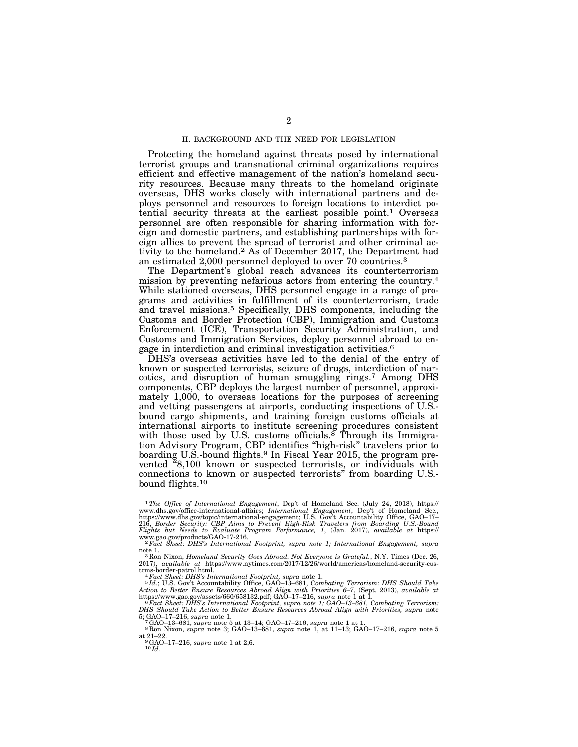## II. BACKGROUND AND THE NEED FOR LEGISLATION

Protecting the homeland against threats posed by international terrorist groups and transnational criminal organizations requires efficient and effective management of the nation's homeland security resources. Because many threats to the homeland originate overseas, DHS works closely with international partners and deploys personnel and resources to foreign locations to interdict potential security threats at the earliest possible point.[1] Overseas personnel are often responsible for sharing information with foreign and domestic partners, and establishing partnerships with foreign allies to prevent the spread of terrorist and other criminal activity to the homeland.[2] As of December 2017, the Department had an estimated 2,000 personnel deployed to over 70 countries.[3]

The Department's global reach advances its counterterrorism mission by preventing nefarious actors from entering the country.[4] While stationed overseas, DHS personnel engage in a range of programs and activities in fulfillment of its counterterrorism, trade and travel missions.[5] Specifically, DHS components, including the Customs and Border Protection (CBP), Immigration and Customs Enforcement (ICE), Transportation Security Administration, and Customs and Immigration Services, deploy personnel abroad to engage in interdiction and criminal investigation activities.[6]

DHS's overseas activities have led to the denial of the entry of known or suspected terrorists, seizure of drugs, interdiction of narcotics, and disruption of human smuggling rings.[7] Among DHS components, CBP deploys the largest number of personnel, approximately 1,000, to overseas locations for the purposes of screening and vetting passengers at airports, conducting inspections of U.S.-bound cargo shipments, and training foreign customs officials at international airports to institute screening procedures consistent with those used by U.S. customs officials.[8] Through its Immigration Advisory Program, CBP identifies "high-risk" travelers prior to boarding U.S.-bound flights.[9] In Fiscal Year 2015, the program prevented "8,100 known or suspected terrorists, or individuals with connections to known or suspected terrorists" from boarding U.S.-bound flights.[10]

---

[1] *The Office of International Engagement*, Dep't of Homeland Sec. (July 24, 2018), https://www.dhs.gov/office-international-affairs; *International Engagement*, Dep't of Homeland Sec., https://www.dhs.gov/topic/international-engagement; U.S. Gov't Accountability Office, GAO–17–216, *Border Security: CBP Aims to Prevent High-Risk Travelers from Boarding U.S.-Bound Flights but Needs to Evaluate Program Performance, 1*, (Jan. 2017), *available at* https://www.gao.gov/products/GAO-17-216.

[2] *Fact Sheet: DHS's International Footprint, supra* note 1; *International Engagement, supra* note 1.

[3] Ron Nixon, *Homeland Security Goes Abroad. Not Everyone is Grateful.*, N.Y. Times (Dec. 26, 2017), *available at* https://www.nytimes.com/2017/12/26/world/americas/homeland-security-customs-border-patrol.html.

[4] *Fact Sheet: DHS's International Footprint, supra* note 1.

[5] *Id.*; U.S. Gov't Accountability Office, GAO–13–681, *Combating Terrorism: DHS Should Take Action to Better Ensure Resources Abroad Align with Priorities 6–7*, (Sept. 2013), *available at* https://www.gao.gov/assets/660/658132.pdf; GAO–17–216, *supra* note 1 at 1.

[6] *Fact Sheet: DHS's International Footprint, supra note 1; GAO–13–681, Combating Terrorism: DHS Should Take Action to Better Ensure Resources Abroad Align with Priorities, supra* note 5; GAO–17–216, *supra* note 1.

[7] GAO–13–681, *supra* note 5 at 13–14; GAO–17–216, *supra* note 1 at 1.

[8] Ron Nixon, *supra* note 3; GAO–13–681, *supra* note 1, at 11–13; GAO–17–216, *supra* note 5 at 21–22.

[9] GAO–17–216, *supra* note 1 at 2,6.

[10] *Id.*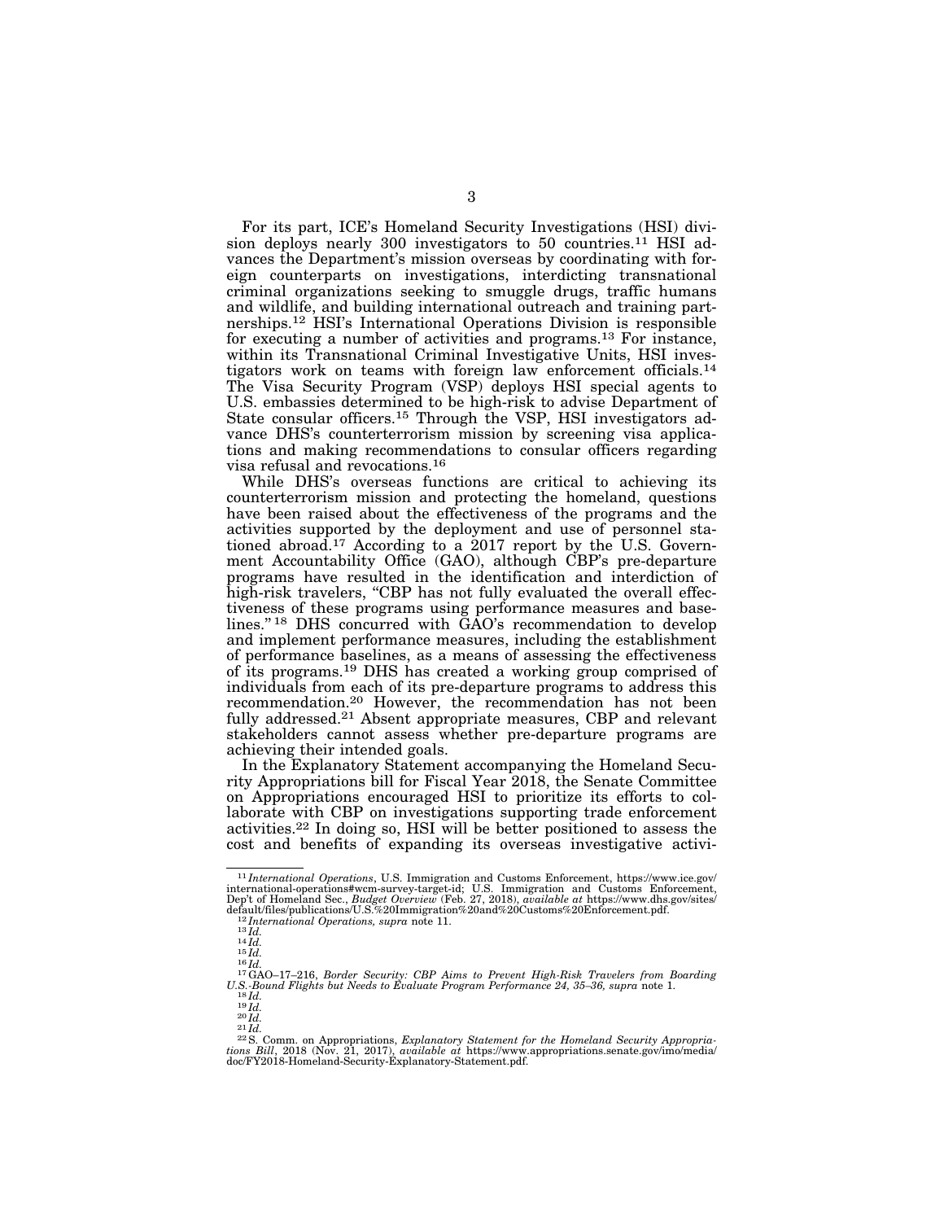For its part, ICE's Homeland Security Investigations (HSI) division deploys nearly 300 investigators to 50 countries.[11] HSI advances the Department's mission overseas by coordinating with foreign counterparts on investigations, interdicting transnational criminal organizations seeking to smuggle drugs, traffic humans and wildlife, and building international outreach and training partnerships.[12] HSI's International Operations Division is responsible for executing a number of activities and programs.[13] For instance, within its Transnational Criminal Investigative Units, HSI investigators work on teams with foreign law enforcement officials.[14] The Visa Security Program (VSP) deploys HSI special agents to U.S. embassies determined to be high-risk to advise Department of State consular officers.[15] Through the VSP, HSI investigators advance DHS's counterterrorism mission by screening visa applications and making recommendations to consular officers regarding visa refusal and revocations.[16]

While DHS's overseas functions are critical to achieving its counterterrorism mission and protecting the homeland, questions have been raised about the effectiveness of the programs and the activities supported by the deployment and use of personnel stationed abroad.[17] According to a 2017 report by the U.S. Government Accountability Office (GAO), although CBP's pre-departure programs have resulted in the identification and interdiction of high-risk travelers, "CBP has not fully evaluated the overall effectiveness of these programs using performance measures and baselines."[18] DHS concurred with GAO's recommendation to develop and implement performance measures, including the establishment of performance baselines, as a means of assessing the effectiveness of its programs.[19] DHS has created a working group comprised of individuals from each of its pre-departure programs to address this recommendation.[20] However, the recommendation has not been fully addressed.[21] Absent appropriate measures, CBP and relevant stakeholders cannot assess whether pre-departure programs are achieving their intended goals.

In the Explanatory Statement accompanying the Homeland Security Appropriations bill for Fiscal Year 2018, the Senate Committee on Appropriations encouraged HSI to prioritize its efforts to collaborate with CBP on investigations supporting trade enforcement activities.[22] In doing so, HSI will be better positioned to assess the cost and benefits of expanding its overseas investigative activi-

---

[11] *International Operations*, U.S. Immigration and Customs Enforcement, https://www.ice.gov/international-operations#wcm-survey-target-id; U.S. Immigration and Customs Enforcement, Dep't of Homeland Sec., *Budget Overview* (Feb. 27, 2018), *available at* https://www.dhs.gov/sites/default/files/publications/U.S.%20Immigration%20and%20Customs%20Enforcement.pdf.

[12] *International Operations, supra* note 11.

[13] *Id.*

[14] *Id.*

[15] *Id.*

[16] *Id.*

[17] GAO–17–216, *Border Security: CBP Aims to Prevent High-Risk Travelers from Boarding U.S.-Bound Flights but Needs to Evaluate Program Performance 24, 35–36, supra* note 1.

[18] *Id.*

[19] *Id.*

[20] *Id.*

[21] *Id.*

[22] S. Comm. on Appropriations, *Explanatory Statement for the Homeland Security Appropriations Bill*, 2018 (Nov. 21, 2017), *available at* https://www.appropriations.senate.gov/imo/media/doc/FY2018-Homeland-Security-Explanatory-Statement.pdf.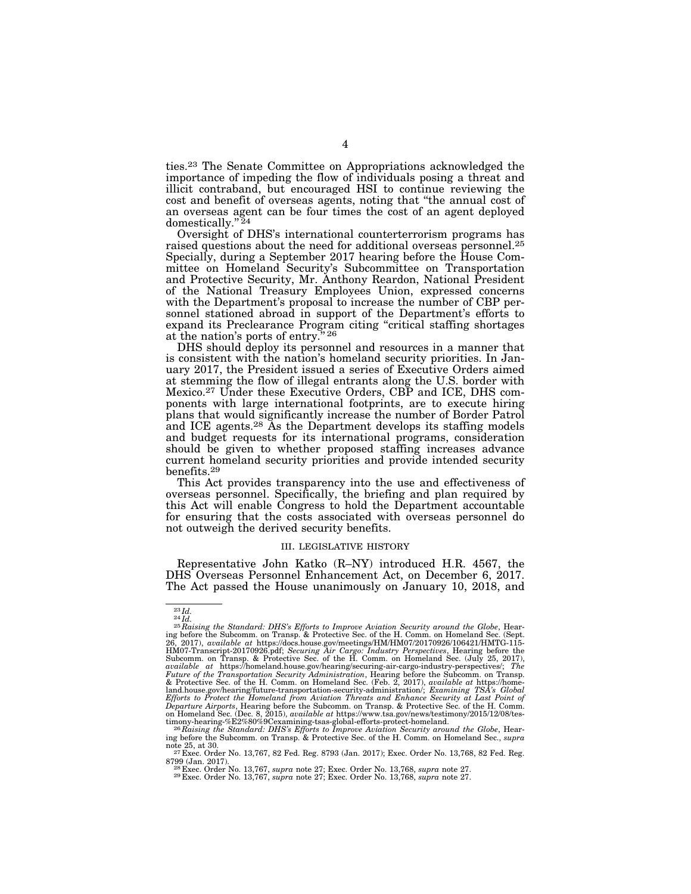ties.[23] The Senate Committee on Appropriations acknowledged the importance of impeding the flow of individuals posing a threat and illicit contraband, but encouraged HSI to continue reviewing the cost and benefit of overseas agents, noting that "the annual cost of an overseas agent can be four times the cost of an agent deployed domestically."[24]

Oversight of DHS's international counterterrorism programs has raised questions about the need for additional overseas personnel.[25] Specially, during a September 2017 hearing before the House Committee on Homeland Security's Subcommittee on Transportation and Protective Security, Mr. Anthony Reardon, National President of the National Treasury Employees Union, expressed concerns with the Department's proposal to increase the number of CBP personnel stationed abroad in support of the Department's efforts to expand its Preclearance Program citing "critical staffing shortages at the nation's ports of entry."[26]

DHS should deploy its personnel and resources in a manner that is consistent with the nation's homeland security priorities. In January 2017, the President issued a series of Executive Orders aimed at stemming the flow of illegal entrants along the U.S. border with Mexico.[27] Under these Executive Orders, CBP and ICE, DHS components with large international footprints, are to execute hiring plans that would significantly increase the number of Border Patrol and ICE agents.[28] As the Department develops its staffing models and budget requests for its international programs, consideration should be given to whether proposed staffing increases advance current homeland security priorities and provide intended security benefits.[29]

This Act provides transparency into the use and effectiveness of overseas personnel. Specifically, the briefing and plan required by this Act will enable Congress to hold the Department accountable for ensuring that the costs associated with overseas personnel do not outweigh the derived security benefits.

## III. LEGISLATIVE HISTORY

Representative John Katko (R–NY) introduced H.R. 4567, the DHS Overseas Personnel Enhancement Act, on December 6, 2017. The Act passed the House unanimously on January 10, 2018, and

---

[23] *Id.*

[24] *Id.*

[25] *Raising the Standard: DHS's Efforts to Improve Aviation Security around the Globe*, Hearing before the Subcomm. on Transp. & Protective Sec. of the H. Comm. on Homeland Sec. (Sept. 26, 2017), *available at* https://docs.house.gov/meetings/HM/HM07/20170926/106421/HMTG-115-HM07-Transcript-20170926.pdf; *Securing Air Cargo: Industry Perspectives*, Hearing before the Subcomm. on Transp. & Protective Sec. of the H. Comm. on Homeland Sec. (July 25, 2017), *available at* https://homeland.house.gov/hearing/securing-air-cargo-industry-perspectives/; *The Future of the Transportation Security Administration*, Hearing before the Subcomm. on Transp. & Protective Sec. of the H. Comm. on Homeland Sec. (Feb. 2, 2017), *available at* https://homeland.house.gov/hearing/future-transportation-security-administration/; *Examining TSA's Global Efforts to Protect the Homeland from Aviation Threats and Enhance Security at Last Point of Departure Airports*, Hearing before the Subcomm. on Transp. & Protective Sec. of the H. Comm. on Homeland Sec. (Dec. 8, 2015), *available at* https://www.tsa.gov/news/testimony/2015/12/08/testimony-hearing-%E2%80%9Cexamining-tsas-global-efforts-protect-homeland.

[26] *Raising the Standard: DHS's Efforts to Improve Aviation Security around the Globe*, Hearing before the Subcomm. on Transp. & Protective Sec. of the H. Comm. on Homeland Sec., *supra* note 25, at 30.

[27] Exec. Order No. 13,767, 82 Fed. Reg. 8793 (Jan. 2017); Exec. Order No. 13,768, 82 Fed. Reg. 8799 (Jan. 2017).

[28] Exec. Order No. 13,767, *supra* note 27; Exec. Order No. 13,768, *supra* note 27.

[29] Exec. Order No. 13,767, *supra* note 27; Exec. Order No. 13,768, *supra* note 27.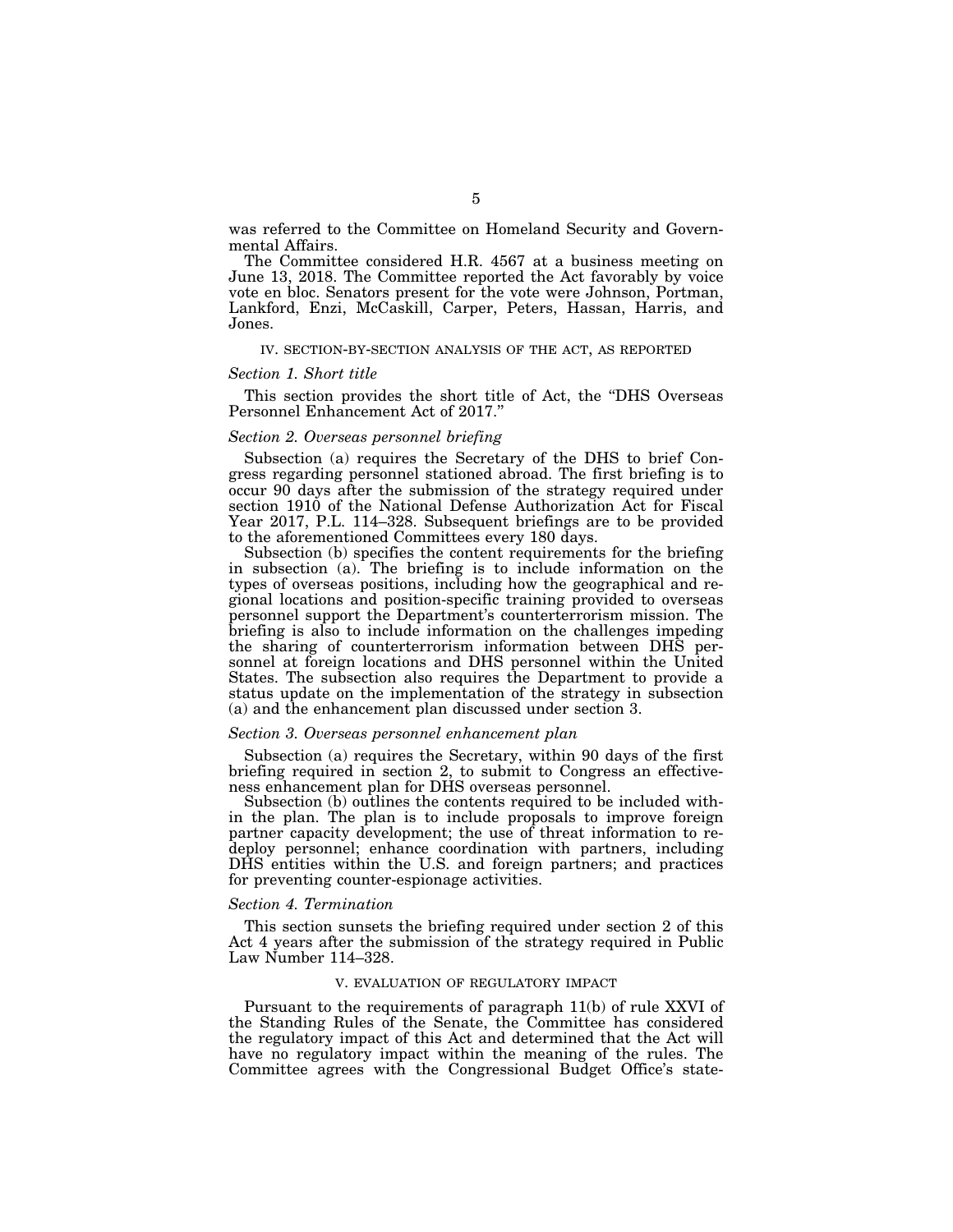was referred to the Committee on Homeland Security and Governmental Affairs.

The Committee considered H.R. 4567 at a business meeting on June 13, 2018. The Committee reported the Act favorably by voice vote en bloc. Senators present for the vote were Johnson, Portman, Lankford, Enzi, McCaskill, Carper, Peters, Hassan, Harris, and Jones.

## IV. SECTION-BY-SECTION ANALYSIS OF THE ACT, AS REPORTED

### *Section 1. Short title*

This section provides the short title of Act, the "DHS Overseas Personnel Enhancement Act of 2017."

### *Section 2. Overseas personnel briefing*

Subsection (a) requires the Secretary of the DHS to brief Congress regarding personnel stationed abroad. The first briefing is to occur 90 days after the submission of the strategy required under section 1910 of the National Defense Authorization Act for Fiscal Year 2017, P.L. 114–328. Subsequent briefings are to be provided to the aforementioned Committees every 180 days.

Subsection (b) specifies the content requirements for the briefing in subsection (a). The briefing is to include information on the types of overseas positions, including how the geographical and regional locations and position-specific training provided to overseas personnel support the Department's counterterrorism mission. The briefing is also to include information on the challenges impeding the sharing of counterterrorism information between DHS personnel at foreign locations and DHS personnel within the United States. The subsection also requires the Department to provide a status update on the implementation of the strategy in subsection (a) and the enhancement plan discussed under section 3.

### *Section 3. Overseas personnel enhancement plan*

Subsection (a) requires the Secretary, within 90 days of the first briefing required in section 2, to submit to Congress an effectiveness enhancement plan for DHS overseas personnel.

Subsection (b) outlines the contents required to be included within the plan. The plan is to include proposals to improve foreign partner capacity development; the use of threat information to redeploy personnel; enhance coordination with partners, including DHS entities within the U.S. and foreign partners; and practices for preventing counter-espionage activities.

### *Section 4. Termination*

This section sunsets the briefing required under section 2 of this Act 4 years after the submission of the strategy required in Public Law Number 114–328.

## V. EVALUATION OF REGULATORY IMPACT

Pursuant to the requirements of paragraph 11(b) of rule XXVI of the Standing Rules of the Senate, the Committee has considered the regulatory impact of this Act and determined that the Act will have no regulatory impact within the meaning of the rules. The Committee agrees with the Congressional Budget Office's state-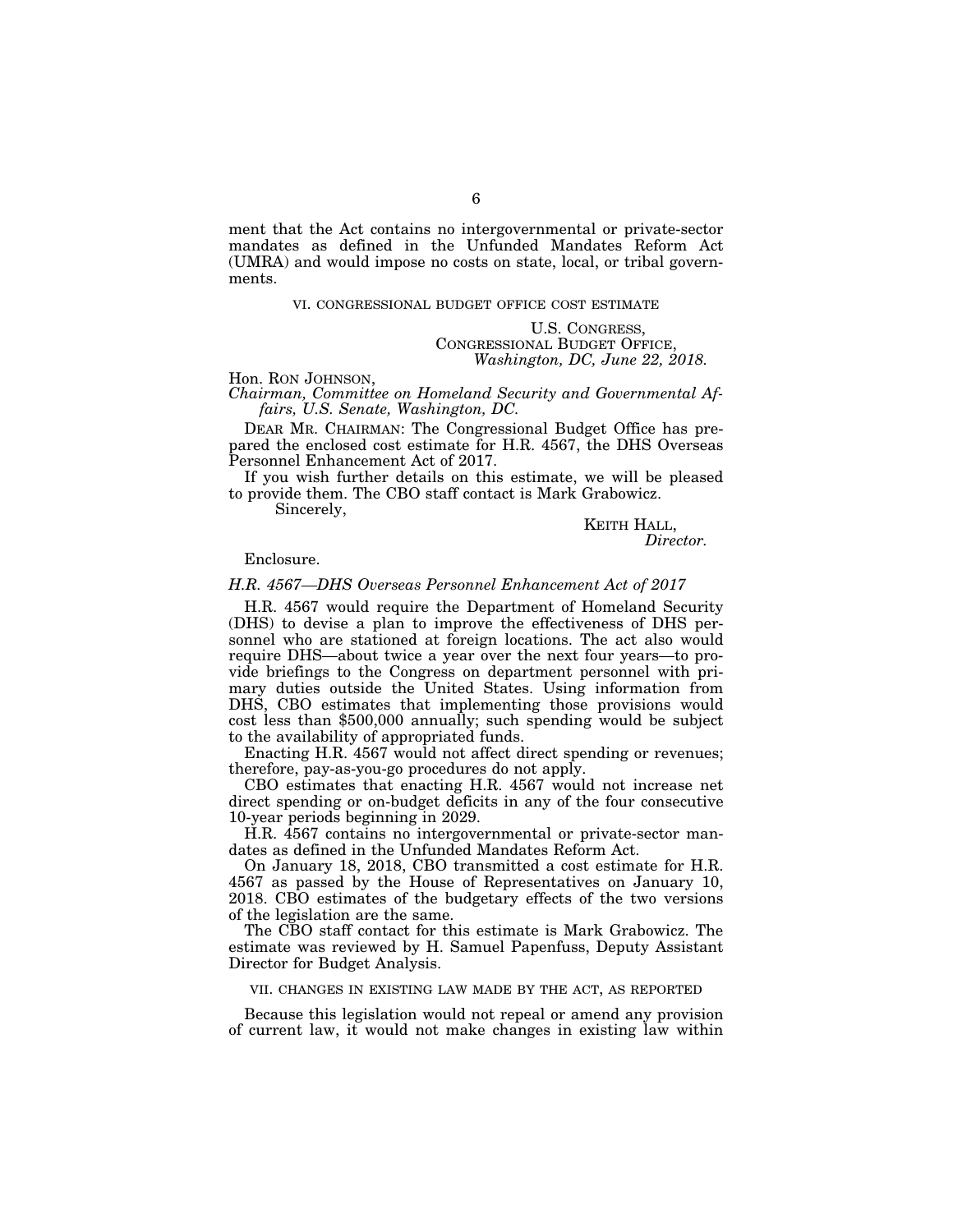ment that the Act contains no intergovernmental or private-sector mandates as defined in the Unfunded Mandates Reform Act (UMRA) and would impose no costs on state, local, or tribal governments.

## VI. CONGRESSIONAL BUDGET OFFICE COST ESTIMATE

U.S. CONGRESS,
CONGRESSIONAL BUDGET OFFICE,
*Washington, DC, June 22, 2018.*

Hon. RON JOHNSON,
*Chairman, Committee on Homeland Security and Governmental Affairs, U.S. Senate, Washington, DC.*

DEAR MR. CHAIRMAN: The Congressional Budget Office has prepared the enclosed cost estimate for H.R. 4567, the DHS Overseas Personnel Enhancement Act of 2017.

If you wish further details on this estimate, we will be pleased to provide them. The CBO staff contact is Mark Grabowicz.

Sincerely,

KEITH HALL,
*Director.*

Enclosure.

### *H.R. 4567—DHS Overseas Personnel Enhancement Act of 2017*

H.R. 4567 would require the Department of Homeland Security (DHS) to devise a plan to improve the effectiveness of DHS personnel who are stationed at foreign locations. The act also would require DHS—about twice a year over the next four years—to provide briefings to the Congress on department personnel with primary duties outside the United States. Using information from DHS, CBO estimates that implementing those provisions would cost less than $500,000 annually; such spending would be subject to the availability of appropriated funds.

Enacting H.R. 4567 would not affect direct spending or revenues; therefore, pay-as-you-go procedures do not apply.

CBO estimates that enacting H.R. 4567 would not increase net direct spending or on-budget deficits in any of the four consecutive 10-year periods beginning in 2029.

H.R. 4567 contains no intergovernmental or private-sector mandates as defined in the Unfunded Mandates Reform Act.

On January 18, 2018, CBO transmitted a cost estimate for H.R. 4567 as passed by the House of Representatives on January 10, 2018. CBO estimates of the budgetary effects of the two versions of the legislation are the same.

The CBO staff contact for this estimate is Mark Grabowicz. The estimate was reviewed by H. Samuel Papenfuss, Deputy Assistant Director for Budget Analysis.

## VII. CHANGES IN EXISTING LAW MADE BY THE ACT, AS REPORTED

Because this legislation would not repeal or amend any provision of current law, it would not make changes in existing law within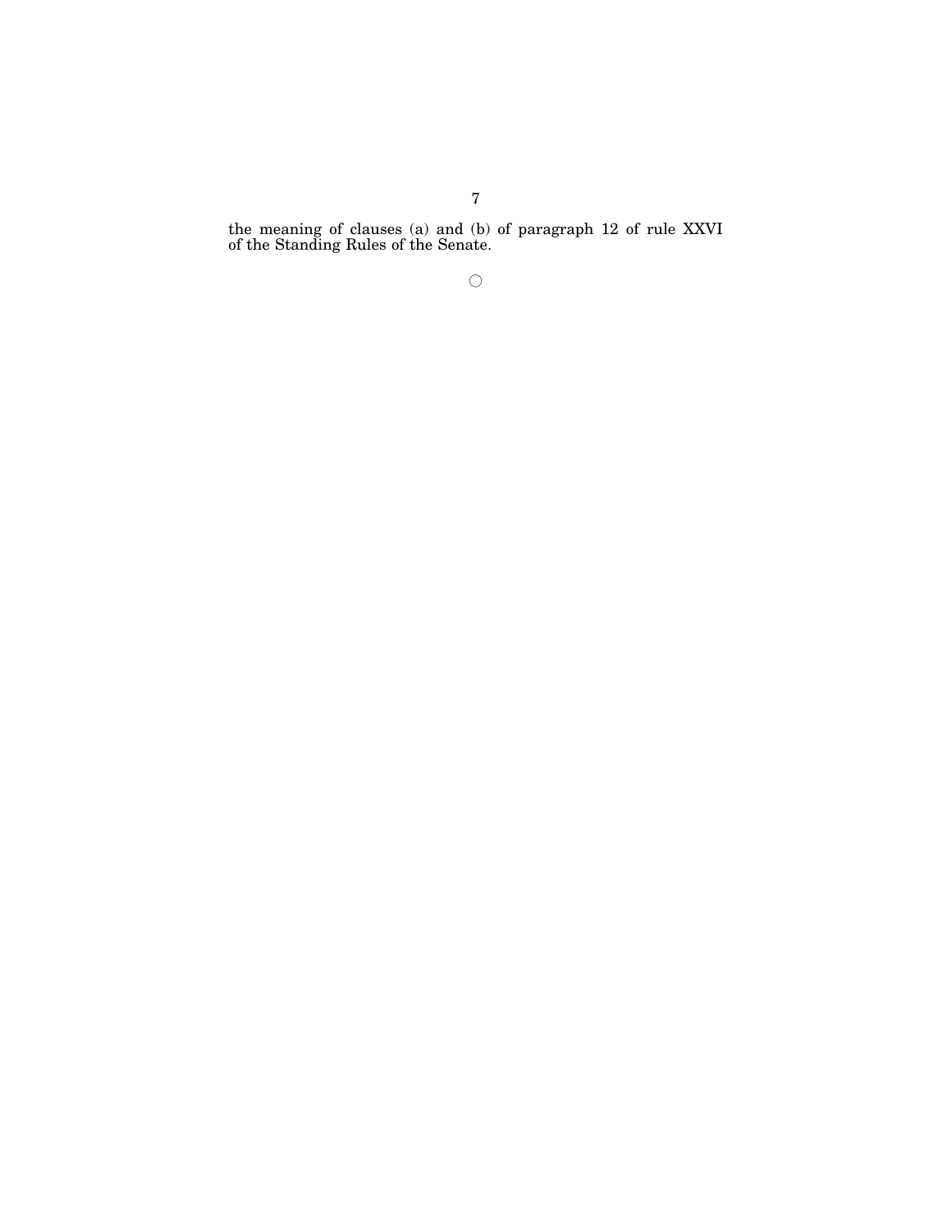the meaning of clauses (a) and (b) of paragraph 12 of rule XXVI of the Standing Rules of the Senate.

○